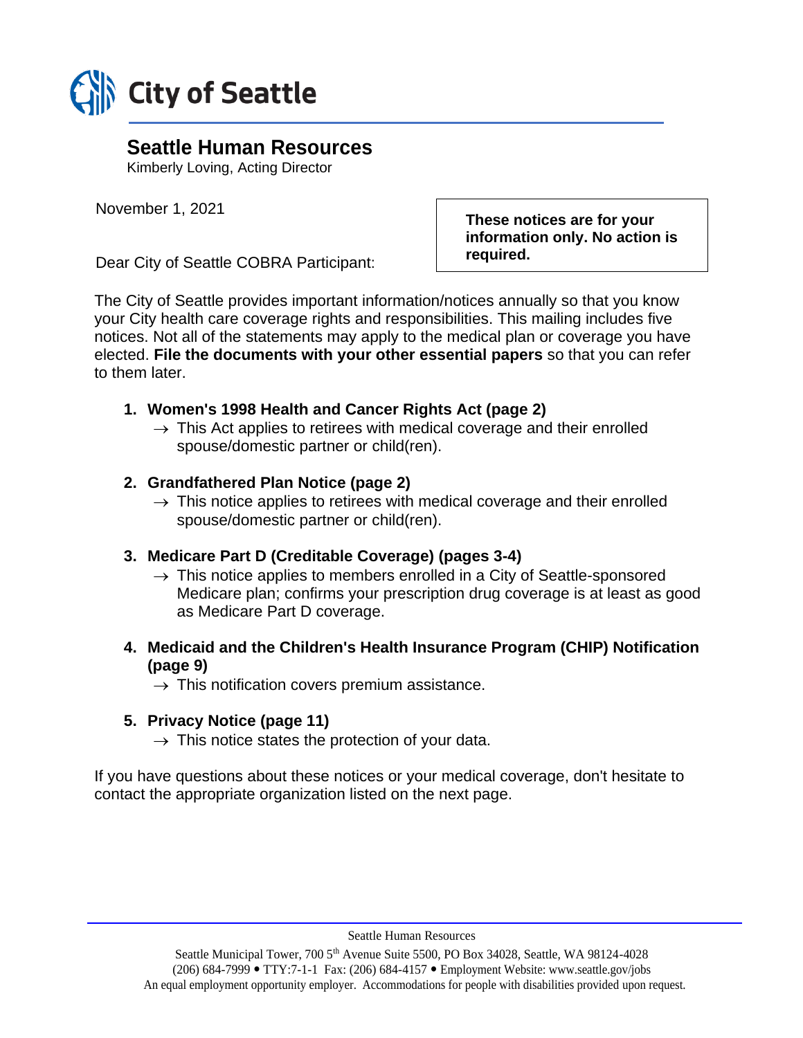# City of Seattle

## Seattle Human Resources

Kimberly Loving, Acting Director

November 1, 2021

**These notices are for your information only. No action is required.**

Dear City of Seattle COBRA Participant:

The City of Seattle provides important information/notices annually so that you know your City health care coverage rights and responsibilities. This mailing includes five notices. Not all of the statements may apply to the medical plan or coverage you have elected. **File the documents with your other essential papers** so that you can refer to them later.

1. **Women's 1998 Health and Cancer Rights Act (page 2)**
   → This Act applies to retirees with medical coverage and their enrolled spouse/domestic partner or child(ren).

2. **Grandfathered Plan Notice (page 2)**
   → This notice applies to retirees with medical coverage and their enrolled spouse/domestic partner or child(ren).

3. **Medicare Part D (Creditable Coverage) (pages 3-4)**
   → This notice applies to members enrolled in a City of Seattle-sponsored Medicare plan; confirms your prescription drug coverage is at least as good as Medicare Part D coverage.

4. **Medicaid and the Children's Health Insurance Program (CHIP) Notification (page 9)**
   → This notification covers premium assistance.

5. **Privacy Notice (page 11)**
   → This notice states the protection of your data.

If you have questions about these notices or your medical coverage, don't hesitate to contact the appropriate organization listed on the next page.

Seattle Human Resources

Seattle Municipal Tower, 700 5th Avenue Suite 5500, PO Box 34028, Seattle, WA 98124-4028
(206) 684-7999 • TTY:7-1-1 Fax: (206) 684-4157 • Employment Website: www.seattle.gov/jobs
An equal employment opportunity employer. Accommodations for people with disabilities provided upon request.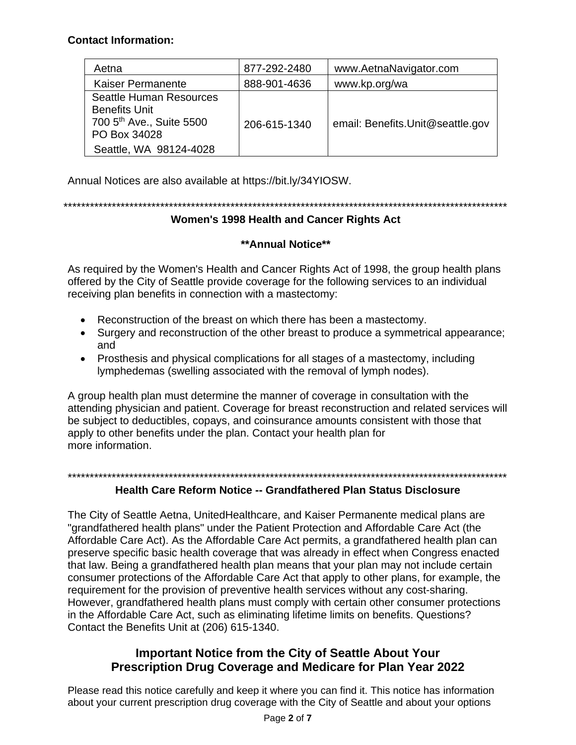**Contact Information:**

| Aetna | 877-292-2480 | www.AetnaNavigator.com |
|---|---|---|
| Kaiser Permanente | 888-901-4636 | www.kp.org/wa |
| Seattle Human Resources Benefits Unit 700 5th Ave., Suite 5500 PO Box 34028 Seattle, WA 98124-4028 | 206-615-1340 | email: Benefits.Unit@seattle.gov |

Annual Notices are also available at https://bit.ly/34YIOSW.

*****************************************************************************************************

## Women's 1998 Health and Cancer Rights Act

**\*\*Annual Notice\*\***

As required by the Women's Health and Cancer Rights Act of 1998, the group health plans offered by the City of Seattle provide coverage for the following services to an individual receiving plan benefits in connection with a mastectomy:

- Reconstruction of the breast on which there has been a mastectomy.
- Surgery and reconstruction of the other breast to produce a symmetrical appearance; and
- Prosthesis and physical complications for all stages of a mastectomy, including lymphedemas (swelling associated with the removal of lymph nodes).

A group health plan must determine the manner of coverage in consultation with the attending physician and patient. Coverage for breast reconstruction and related services will be subject to deductibles, copays, and coinsurance amounts consistent with those that apply to other benefits under the plan. Contact your health plan for more information.

*****************************************************************************************************

## Health Care Reform Notice -- Grandfathered Plan Status Disclosure

The City of Seattle Aetna, UnitedHealthcare, and Kaiser Permanente medical plans are "grandfathered health plans" under the Patient Protection and Affordable Care Act (the Affordable Care Act). As the Affordable Care Act permits, a grandfathered health plan can preserve specific basic health coverage that was already in effect when Congress enacted that law. Being a grandfathered health plan means that your plan may not include certain consumer protections of the Affordable Care Act that apply to other plans, for example, the requirement for the provision of preventive health services without any cost-sharing. However, grandfathered health plans must comply with certain other consumer protections in the Affordable Care Act, such as eliminating lifetime limits on benefits. Questions? Contact the Benefits Unit at (206) 615-1340.

## Important Notice from the City of Seattle About Your Prescription Drug Coverage and Medicare for Plan Year 2022

Please read this notice carefully and keep it where you can find it. This notice has information about your current prescription drug coverage with the City of Seattle and about your options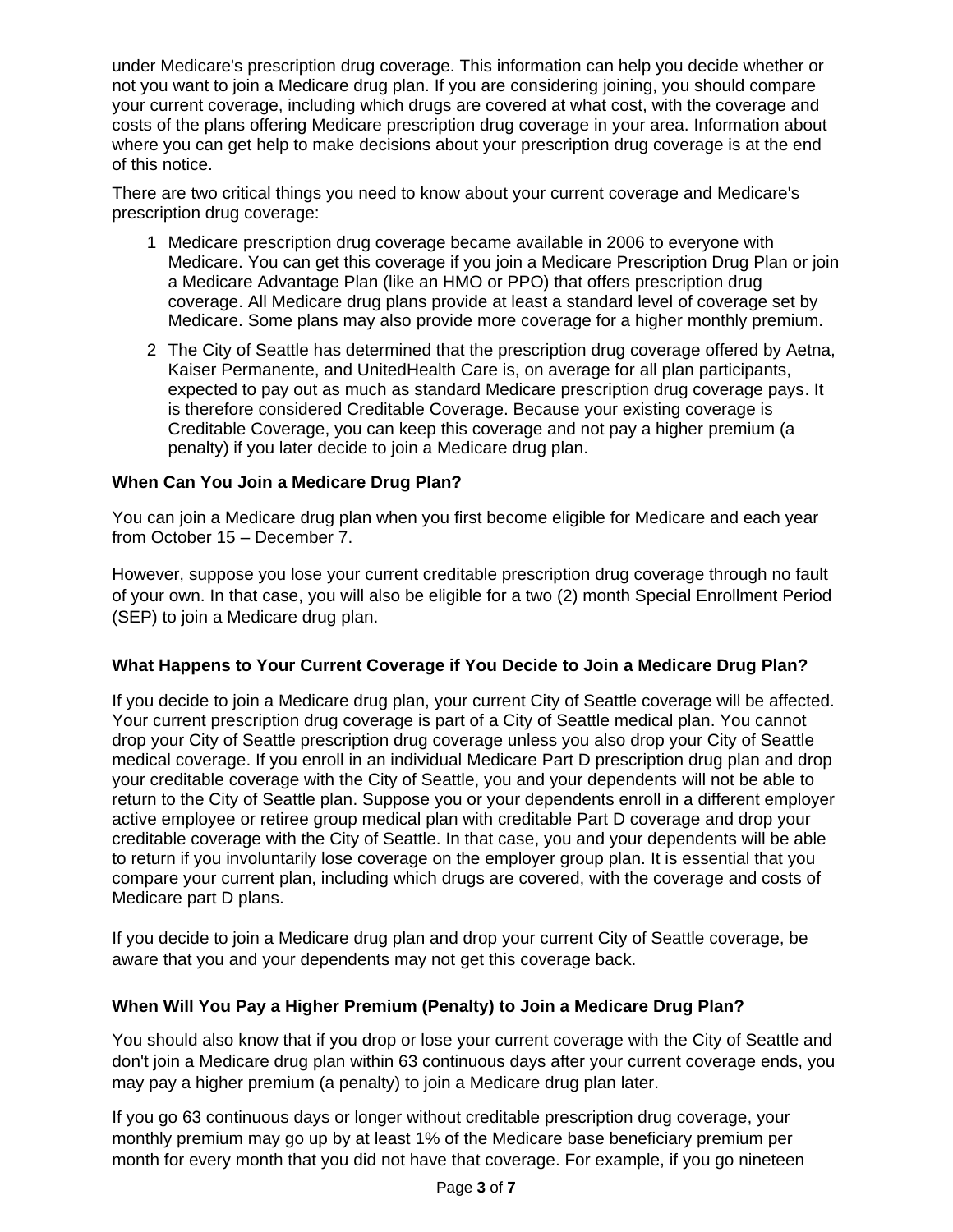under Medicare's prescription drug coverage. This information can help you decide whether or not you want to join a Medicare drug plan. If you are considering joining, you should compare your current coverage, including which drugs are covered at what cost, with the coverage and costs of the plans offering Medicare prescription drug coverage in your area. Information about where you can get help to make decisions about your prescription drug coverage is at the end of this notice.

There are two critical things you need to know about your current coverage and Medicare's prescription drug coverage:

1. Medicare prescription drug coverage became available in 2006 to everyone with Medicare. You can get this coverage if you join a Medicare Prescription Drug Plan or join a Medicare Advantage Plan (like an HMO or PPO) that offers prescription drug coverage. All Medicare drug plans provide at least a standard level of coverage set by Medicare. Some plans may also provide more coverage for a higher monthly premium.
2. The City of Seattle has determined that the prescription drug coverage offered by Aetna, Kaiser Permanente, and UnitedHealth Care is, on average for all plan participants, expected to pay out as much as standard Medicare prescription drug coverage pays. It is therefore considered Creditable Coverage. Because your existing coverage is Creditable Coverage, you can keep this coverage and not pay a higher premium (a penalty) if you later decide to join a Medicare drug plan.

**When Can You Join a Medicare Drug Plan?**

You can join a Medicare drug plan when you first become eligible for Medicare and each year from October 15 – December 7.

However, suppose you lose your current creditable prescription drug coverage through no fault of your own. In that case, you will also be eligible for a two (2) month Special Enrollment Period (SEP) to join a Medicare drug plan.

**What Happens to Your Current Coverage if You Decide to Join a Medicare Drug Plan?**

If you decide to join a Medicare drug plan, your current City of Seattle coverage will be affected. Your current prescription drug coverage is part of a City of Seattle medical plan. You cannot drop your City of Seattle prescription drug coverage unless you also drop your City of Seattle medical coverage. If you enroll in an individual Medicare Part D prescription drug plan and drop your creditable coverage with the City of Seattle, you and your dependents will not be able to return to the City of Seattle plan. Suppose you or your dependents enroll in a different employer active employee or retiree group medical plan with creditable Part D coverage and drop your creditable coverage with the City of Seattle. In that case, you and your dependents will be able to return if you involuntarily lose coverage on the employer group plan. It is essential that you compare your current plan, including which drugs are covered, with the coverage and costs of Medicare part D plans.

If you decide to join a Medicare drug plan and drop your current City of Seattle coverage, be aware that you and your dependents may not get this coverage back.

**When Will You Pay a Higher Premium (Penalty) to Join a Medicare Drug Plan?**

You should also know that if you drop or lose your current coverage with the City of Seattle and don't join a Medicare drug plan within 63 continuous days after your current coverage ends, you may pay a higher premium (a penalty) to join a Medicare drug plan later.

If you go 63 continuous days or longer without creditable prescription drug coverage, your monthly premium may go up by at least 1% of the Medicare base beneficiary premium per month for every month that you did not have that coverage. For example, if you go nineteen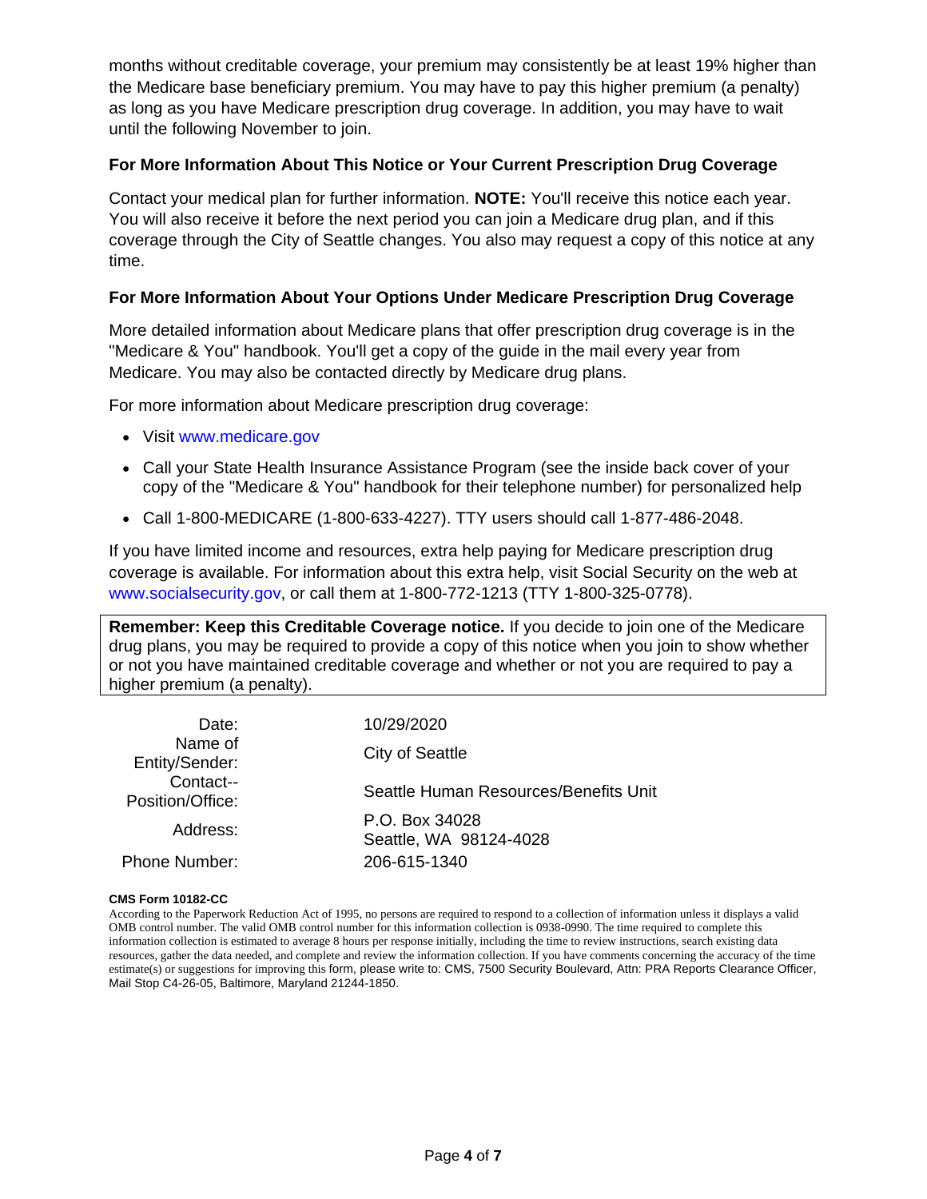months without creditable coverage, your premium may consistently be at least 19% higher than the Medicare base beneficiary premium. You may have to pay this higher premium (a penalty) as long as you have Medicare prescription drug coverage. In addition, you may have to wait until the following November to join.

### For More Information About This Notice or Your Current Prescription Drug Coverage

Contact your medical plan for further information. **NOTE:** You'll receive this notice each year. You will also receive it before the next period you can join a Medicare drug plan, and if this coverage through the City of Seattle changes. You also may request a copy of this notice at any time.

### For More Information About Your Options Under Medicare Prescription Drug Coverage

More detailed information about Medicare plans that offer prescription drug coverage is in the "Medicare & You" handbook. You'll get a copy of the guide in the mail every year from Medicare. You may also be contacted directly by Medicare drug plans.

For more information about Medicare prescription drug coverage:

- Visit www.medicare.gov
- Call your State Health Insurance Assistance Program (see the inside back cover of your copy of the "Medicare & You" handbook for their telephone number) for personalized help
- Call 1-800-MEDICARE (1-800-633-4227). TTY users should call 1-877-486-2048.

If you have limited income and resources, extra help paying for Medicare prescription drug coverage is available. For information about this extra help, visit Social Security on the web at www.socialsecurity.gov, or call them at 1-800-772-1213 (TTY 1-800-325-0778).

**Remember: Keep this Creditable Coverage notice.** If you decide to join one of the Medicare drug plans, you may be required to provide a copy of this notice when you join to show whether or not you have maintained creditable coverage and whether or not you are required to pay a higher premium (a penalty).

| | |
|---|---|
| Date: | 10/29/2020 |
| Name of Entity/Sender: | City of Seattle |
| Contact--Position/Office: | Seattle Human Resources/Benefits Unit |
| Address: | P.O. Box 34028<br>Seattle, WA 98124-4028 |
| Phone Number: | 206-615-1340 |

**CMS Form 10182-CC**

According to the Paperwork Reduction Act of 1995, no persons are required to respond to a collection of information unless it displays a valid OMB control number. The valid OMB control number for this information collection is 0938-0990. The time required to complete this information collection is estimated to average 8 hours per response initially, including the time to review instructions, search existing data resources, gather the data needed, and complete and review the information collection. If you have comments concerning the accuracy of the time estimate(s) or suggestions for improving this form, please write to: CMS, 7500 Security Boulevard, Attn: PRA Reports Clearance Officer, Mail Stop C4-26-05, Baltimore, Maryland 21244-1850.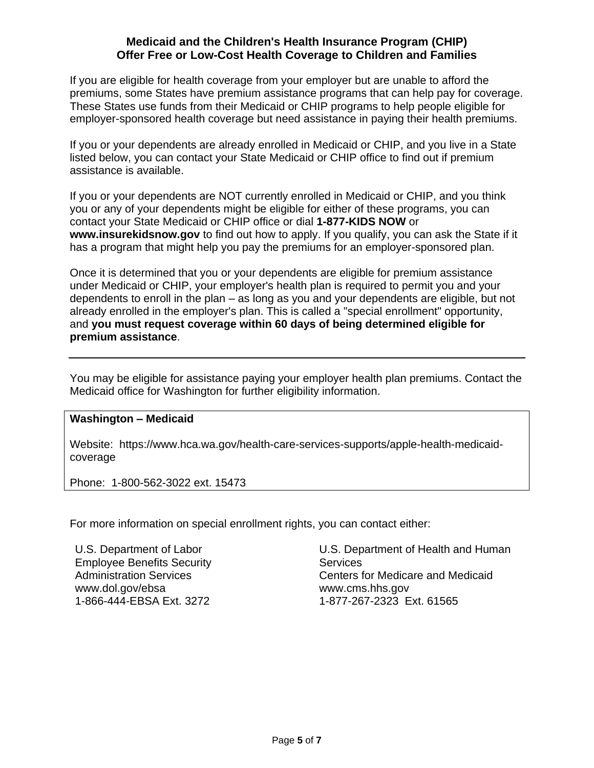## Medicaid and the Children's Health Insurance Program (CHIP) Offer Free or Low-Cost Health Coverage to Children and Families

If you are eligible for health coverage from your employer but are unable to afford the premiums, some States have premium assistance programs that can help pay for coverage. These States use funds from their Medicaid or CHIP programs to help people eligible for employer-sponsored health coverage but need assistance in paying their health premiums.

If you or your dependents are already enrolled in Medicaid or CHIP, and you live in a State listed below, you can contact your State Medicaid or CHIP office to find out if premium assistance is available.

If you or your dependents are NOT currently enrolled in Medicaid or CHIP, and you think you or any of your dependents might be eligible for either of these programs, you can contact your State Medicaid or CHIP office or dial **1-877-KIDS NOW** or **www.insurekidsnow.gov** to find out how to apply. If you qualify, you can ask the State if it has a program that might help you pay the premiums for an employer-sponsored plan.

Once it is determined that you or your dependents are eligible for premium assistance under Medicaid or CHIP, your employer's health plan is required to permit you and your dependents to enroll in the plan – as long as you and your dependents are eligible, but not already enrolled in the employer's plan. This is called a "special enrollment" opportunity, and **you must request coverage within 60 days of being determined eligible for premium assistance**.

---

You may be eligible for assistance paying your employer health plan premiums. Contact the Medicaid office for Washington for further eligibility information.

**Washington – Medicaid**

Website: https://www.hca.wa.gov/health-care-services-supports/apple-health-medicaid-coverage

Phone: 1-800-562-3022 ext. 15473

For more information on special enrollment rights, you can contact either:

U.S. Department of Labor
Employee Benefits Security Administration Services
www.dol.gov/ebsa
1-866-444-EBSA Ext. 3272

U.S. Department of Health and Human Services
Centers for Medicare and Medicaid
www.cms.hhs.gov
1-877-267-2323 Ext. 61565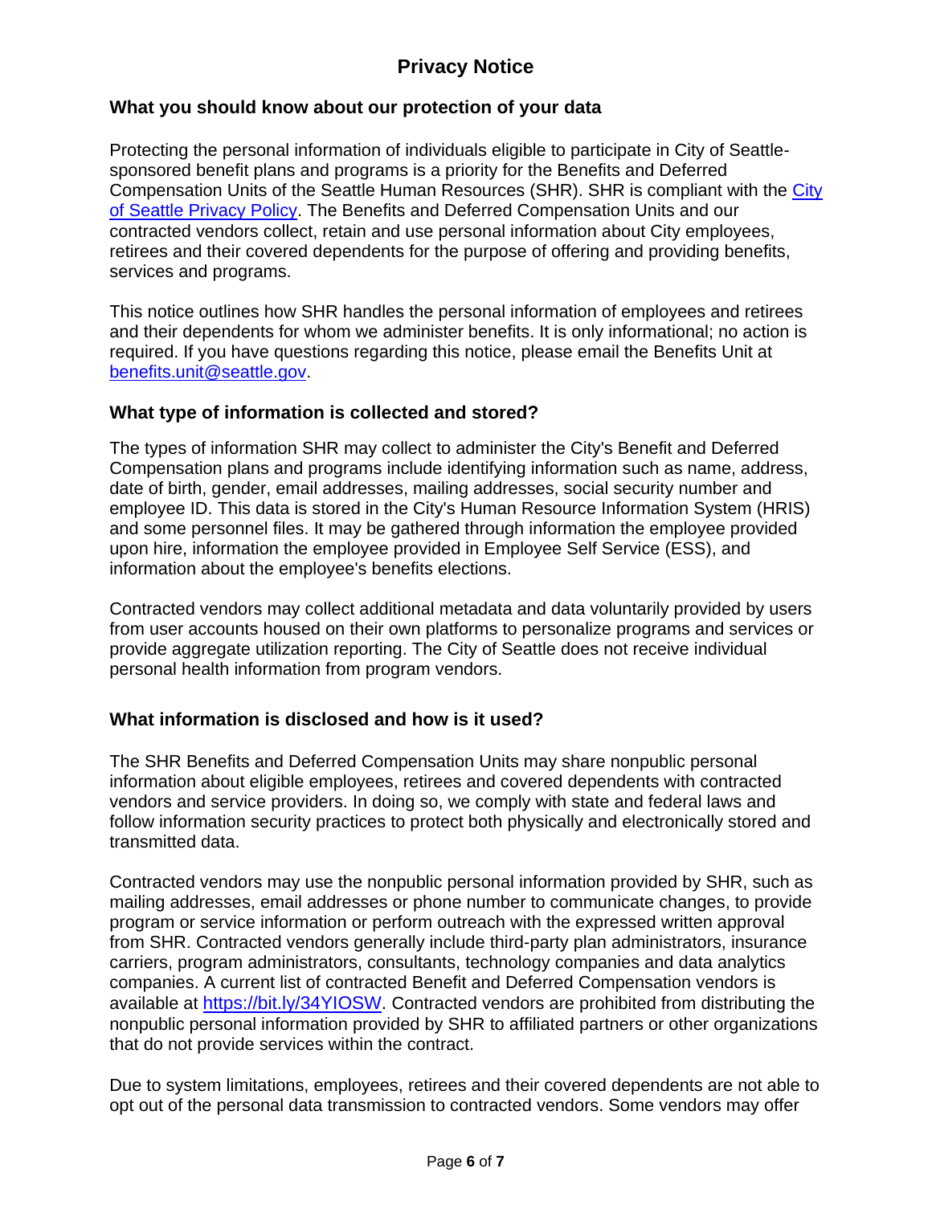# Privacy Notice

## What you should know about our protection of your data

Protecting the personal information of individuals eligible to participate in City of Seattle-sponsored benefit plans and programs is a priority for the Benefits and Deferred Compensation Units of the Seattle Human Resources (SHR). SHR is compliant with the [City of Seattle Privacy Policy](). The Benefits and Deferred Compensation Units and our contracted vendors collect, retain and use personal information about City employees, retirees and their covered dependents for the purpose of offering and providing benefits, services and programs.

This notice outlines how SHR handles the personal information of employees and retirees and their dependents for whom we administer benefits. It is only informational; no action is required. If you have questions regarding this notice, please email the Benefits Unit at [benefits.unit@seattle.gov](mailto:benefits.unit@seattle.gov).

## What type of information is collected and stored?

The types of information SHR may collect to administer the City's Benefit and Deferred Compensation plans and programs include identifying information such as name, address, date of birth, gender, email addresses, mailing addresses, social security number and employee ID. This data is stored in the City's Human Resource Information System (HRIS) and some personnel files. It may be gathered through information the employee provided upon hire, information the employee provided in Employee Self Service (ESS), and information about the employee's benefits elections.

Contracted vendors may collect additional metadata and data voluntarily provided by users from user accounts housed on their own platforms to personalize programs and services or provide aggregate utilization reporting. The City of Seattle does not receive individual personal health information from program vendors.

## What information is disclosed and how is it used?

The SHR Benefits and Deferred Compensation Units may share nonpublic personal information about eligible employees, retirees and covered dependents with contracted vendors and service providers. In doing so, we comply with state and federal laws and follow information security practices to protect both physically and electronically stored and transmitted data.

Contracted vendors may use the nonpublic personal information provided by SHR, such as mailing addresses, email addresses or phone number to communicate changes, to provide program or service information or perform outreach with the expressed written approval from SHR. Contracted vendors generally include third-party plan administrators, insurance carriers, program administrators, consultants, technology companies and data analytics companies. A current list of contracted Benefit and Deferred Compensation vendors is available at [https://bit.ly/34YIOSW](https://bit.ly/34YIOSW). Contracted vendors are prohibited from distributing the nonpublic personal information provided by SHR to affiliated partners or other organizations that do not provide services within the contract.

Due to system limitations, employees, retirees and their covered dependents are not able to opt out of the personal data transmission to contracted vendors. Some vendors may offer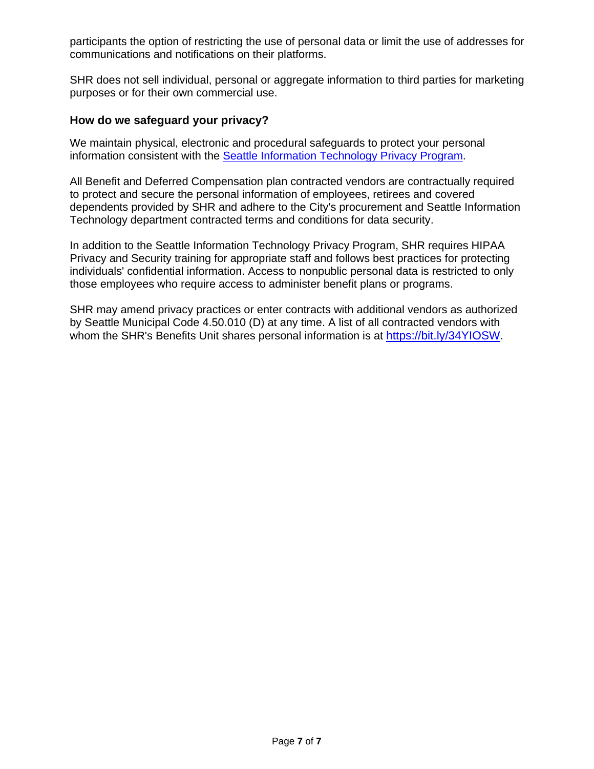participants the option of restricting the use of personal data or limit the use of addresses for communications and notifications on their platforms.

SHR does not sell individual, personal or aggregate information to third parties for marketing purposes or for their own commercial use.

### How do we safeguard your privacy?

We maintain physical, electronic and procedural safeguards to protect your personal information consistent with the [Seattle Information Technology Privacy Program](#).

All Benefit and Deferred Compensation plan contracted vendors are contractually required to protect and secure the personal information of employees, retirees and covered dependents provided by SHR and adhere to the City's procurement and Seattle Information Technology department contracted terms and conditions for data security.

In addition to the Seattle Information Technology Privacy Program, SHR requires HIPAA Privacy and Security training for appropriate staff and follows best practices for protecting individuals' confidential information. Access to nonpublic personal data is restricted to only those employees who require access to administer benefit plans or programs.

SHR may amend privacy practices or enter contracts with additional vendors as authorized by Seattle Municipal Code 4.50.010 (D) at any time. A list of all contracted vendors with whom the SHR's Benefits Unit shares personal information is at [https://bit.ly/34YIOSW](https://bit.ly/34YIOSW).